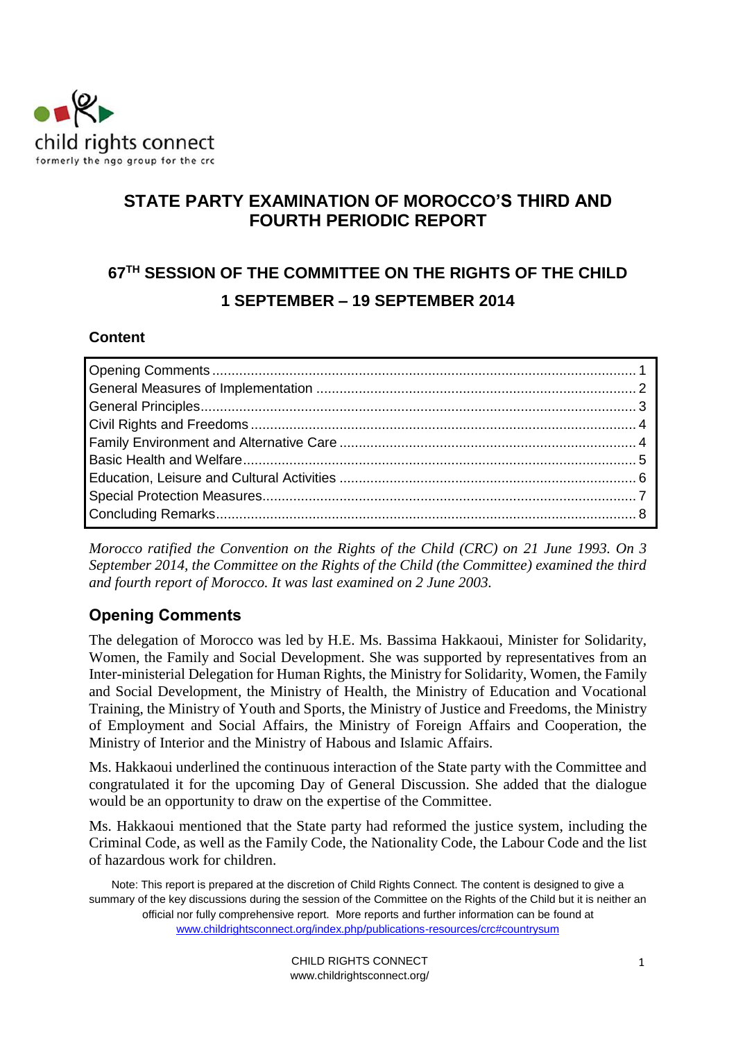child rights connect
formerly the ngo group for the crc

# STATE PARTY EXAMINATION OF MOROCCO'S THIRD AND FOURTH PERIODIC REPORT

## 67TH SESSION OF THE COMMITTEE ON THE RIGHTS OF THE CHILD

## 1 SEPTEMBER – 19 SEPTEMBER 2014

**Content**

| | |
|---|---|
| Opening Comments | 1 |
| General Measures of Implementation | 2 |
| General Principles | 3 |
| Civil Rights and Freedoms | 4 |
| Family Environment and Alternative Care | 4 |
| Basic Health and Welfare | 5 |
| Education, Leisure and Cultural Activities | 6 |
| Special Protection Measures | 7 |
| Concluding Remarks | 8 |

*Morocco ratified the Convention on the Rights of the Child (CRC) on 21 June 1993. On 3 September 2014, the Committee on the Rights of the Child (the Committee) examined the third and fourth report of Morocco. It was last examined on 2 June 2003.*

## Opening Comments

The delegation of Morocco was led by H.E. Ms. Bassima Hakkaoui, Minister for Solidarity, Women, the Family and Social Development. She was supported by representatives from an Inter-ministerial Delegation for Human Rights, the Ministry for Solidarity, Women, the Family and Social Development, the Ministry of Health, the Ministry of Education and Vocational Training, the Ministry of Youth and Sports, the Ministry of Justice and Freedoms, the Ministry of Employment and Social Affairs, the Ministry of Foreign Affairs and Cooperation, the Ministry of Interior and the Ministry of Habous and Islamic Affairs.

Ms. Hakkaoui underlined the continuous interaction of the State party with the Committee and congratulated it for the upcoming Day of General Discussion. She added that the dialogue would be an opportunity to draw on the expertise of the Committee.

Ms. Hakkaoui mentioned that the State party had reformed the justice system, including the Criminal Code, as well as the Family Code, the Nationality Code, the Labour Code and the list of hazardous work for children.

Note: This report is prepared at the discretion of Child Rights Connect. The content is designed to give a summary of the key discussions during the session of the Committee on the Rights of the Child but it is neither an official nor fully comprehensive report. More reports and further information can be found at www.childrightsconnect.org/index.php/publications-resources/crc#countrysum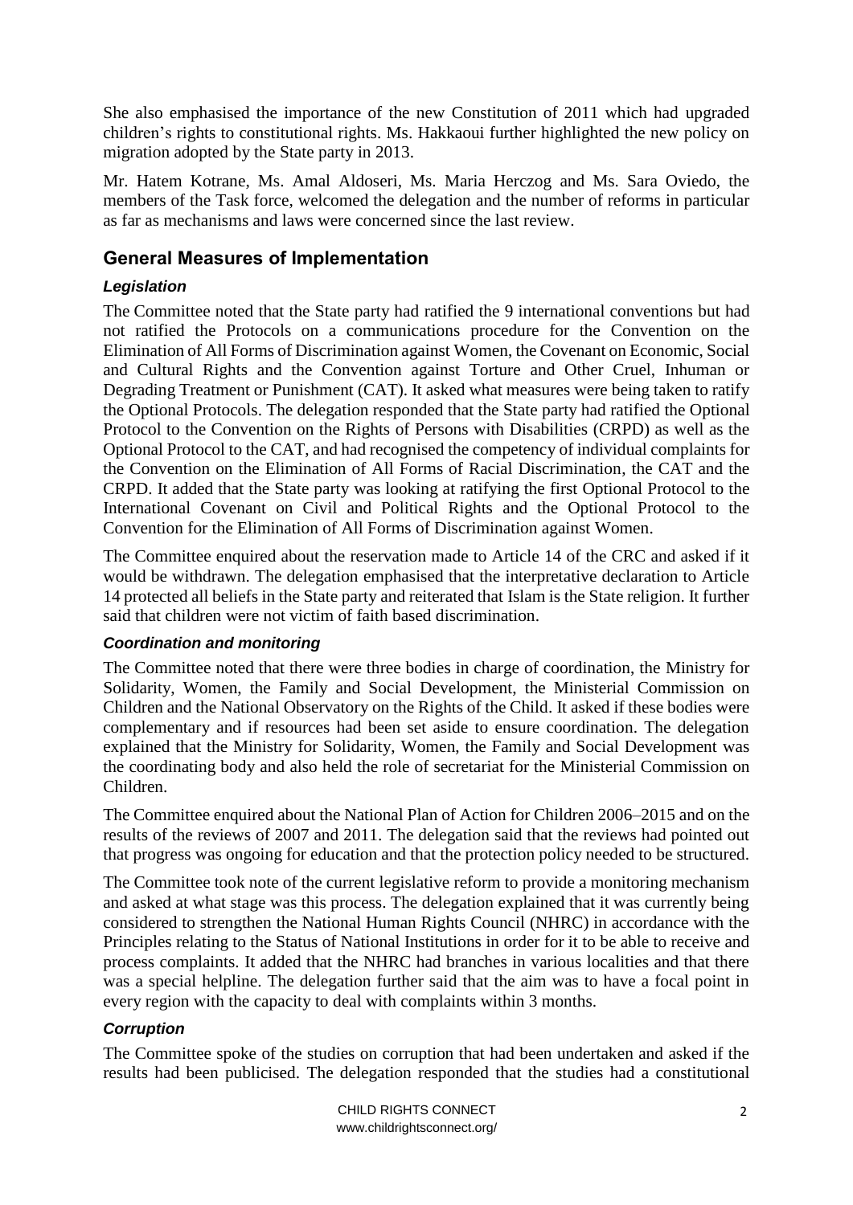She also emphasised the importance of the new Constitution of 2011 which had upgraded children's rights to constitutional rights. Ms. Hakkaoui further highlighted the new policy on migration adopted by the State party in 2013.

Mr. Hatem Kotrane, Ms. Amal Aldoseri, Ms. Maria Herczog and Ms. Sara Oviedo, the members of the Task force, welcomed the delegation and the number of reforms in particular as far as mechanisms and laws were concerned since the last review.

## General Measures of Implementation

### *Legislation*

The Committee noted that the State party had ratified the 9 international conventions but had not ratified the Protocols on a communications procedure for the Convention on the Elimination of All Forms of Discrimination against Women, the Covenant on Economic, Social and Cultural Rights and the Convention against Torture and Other Cruel, Inhuman or Degrading Treatment or Punishment (CAT). It asked what measures were being taken to ratify the Optional Protocols. The delegation responded that the State party had ratified the Optional Protocol to the Convention on the Rights of Persons with Disabilities (CRPD) as well as the Optional Protocol to the CAT, and had recognised the competency of individual complaints for the Convention on the Elimination of All Forms of Racial Discrimination, the CAT and the CRPD. It added that the State party was looking at ratifying the first Optional Protocol to the International Covenant on Civil and Political Rights and the Optional Protocol to the Convention for the Elimination of All Forms of Discrimination against Women.

The Committee enquired about the reservation made to Article 14 of the CRC and asked if it would be withdrawn. The delegation emphasised that the interpretative declaration to Article 14 protected all beliefs in the State party and reiterated that Islam is the State religion. It further said that children were not victim of faith based discrimination.

### *Coordination and monitoring*

The Committee noted that there were three bodies in charge of coordination, the Ministry for Solidarity, Women, the Family and Social Development, the Ministerial Commission on Children and the National Observatory on the Rights of the Child. It asked if these bodies were complementary and if resources had been set aside to ensure coordination. The delegation explained that the Ministry for Solidarity, Women, the Family and Social Development was the coordinating body and also held the role of secretariat for the Ministerial Commission on Children.

The Committee enquired about the National Plan of Action for Children 2006–2015 and on the results of the reviews of 2007 and 2011. The delegation said that the reviews had pointed out that progress was ongoing for education and that the protection policy needed to be structured.

The Committee took note of the current legislative reform to provide a monitoring mechanism and asked at what stage was this process. The delegation explained that it was currently being considered to strengthen the National Human Rights Council (NHRC) in accordance with the Principles relating to the Status of National Institutions in order for it to be able to receive and process complaints. It added that the NHRC had branches in various localities and that there was a special helpline. The delegation further said that the aim was to have a focal point in every region with the capacity to deal with complaints within 3 months.

### *Corruption*

The Committee spoke of the studies on corruption that had been undertaken and asked if the results had been publicised. The delegation responded that the studies had a constitutional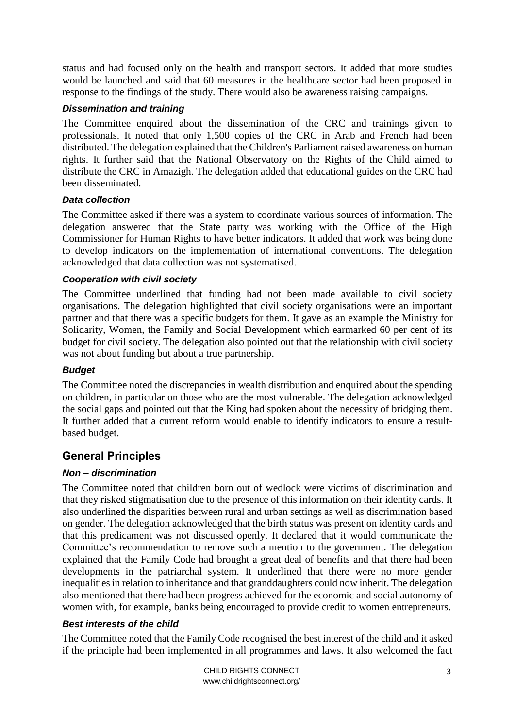status and had focused only on the health and transport sectors. It added that more studies would be launched and said that 60 measures in the healthcare sector had been proposed in response to the findings of the study. There would also be awareness raising campaigns.

### *Dissemination and training*

The Committee enquired about the dissemination of the CRC and trainings given to professionals. It noted that only 1,500 copies of the CRC in Arab and French had been distributed. The delegation explained that the Children's Parliament raised awareness on human rights. It further said that the National Observatory on the Rights of the Child aimed to distribute the CRC in Amazigh. The delegation added that educational guides on the CRC had been disseminated.

### *Data collection*

The Committee asked if there was a system to coordinate various sources of information. The delegation answered that the State party was working with the Office of the High Commissioner for Human Rights to have better indicators. It added that work was being done to develop indicators on the implementation of international conventions. The delegation acknowledged that data collection was not systematised.

### *Cooperation with civil society*

The Committee underlined that funding had not been made available to civil society organisations. The delegation highlighted that civil society organisations were an important partner and that there was a specific budgets for them. It gave as an example the Ministry for Solidarity, Women, the Family and Social Development which earmarked 60 per cent of its budget for civil society. The delegation also pointed out that the relationship with civil society was not about funding but about a true partnership.

### *Budget*

The Committee noted the discrepancies in wealth distribution and enquired about the spending on children, in particular on those who are the most vulnerable. The delegation acknowledged the social gaps and pointed out that the King had spoken about the necessity of bridging them. It further added that a current reform would enable to identify indicators to ensure a result-based budget.

## General Principles

### *Non – discrimination*

The Committee noted that children born out of wedlock were victims of discrimination and that they risked stigmatisation due to the presence of this information on their identity cards. It also underlined the disparities between rural and urban settings as well as discrimination based on gender. The delegation acknowledged that the birth status was present on identity cards and that this predicament was not discussed openly. It declared that it would communicate the Committee's recommendation to remove such a mention to the government. The delegation explained that the Family Code had brought a great deal of benefits and that there had been developments in the patriarchal system. It underlined that there were no more gender inequalities in relation to inheritance and that granddaughters could now inherit. The delegation also mentioned that there had been progress achieved for the economic and social autonomy of women with, for example, banks being encouraged to provide credit to women entrepreneurs.

### *Best interests of the child*

The Committee noted that the Family Code recognised the best interest of the child and it asked if the principle had been implemented in all programmes and laws. It also welcomed the fact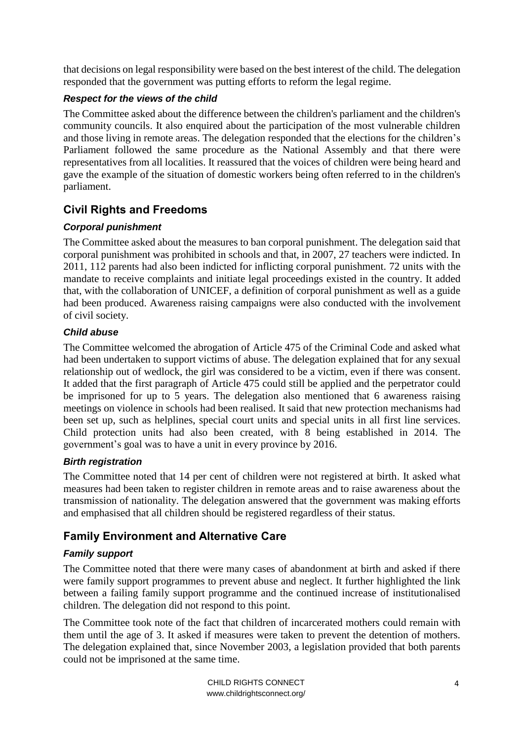that decisions on legal responsibility were based on the best interest of the child. The delegation responded that the government was putting efforts to reform the legal regime.

### *Respect for the views of the child*

The Committee asked about the difference between the children's parliament and the children's community councils. It also enquired about the participation of the most vulnerable children and those living in remote areas. The delegation responded that the elections for the children's Parliament followed the same procedure as the National Assembly and that there were representatives from all localities. It reassured that the voices of children were being heard and gave the example of the situation of domestic workers being often referred to in the children's parliament.

## Civil Rights and Freedoms

### *Corporal punishment*

The Committee asked about the measures to ban corporal punishment. The delegation said that corporal punishment was prohibited in schools and that, in 2007, 27 teachers were indicted. In 2011, 112 parents had also been indicted for inflicting corporal punishment. 72 units with the mandate to receive complaints and initiate legal proceedings existed in the country. It added that, with the collaboration of UNICEF, a definition of corporal punishment as well as a guide had been produced. Awareness raising campaigns were also conducted with the involvement of civil society.

### *Child abuse*

The Committee welcomed the abrogation of Article 475 of the Criminal Code and asked what had been undertaken to support victims of abuse. The delegation explained that for any sexual relationship out of wedlock, the girl was considered to be a victim, even if there was consent. It added that the first paragraph of Article 475 could still be applied and the perpetrator could be imprisoned for up to 5 years. The delegation also mentioned that 6 awareness raising meetings on violence in schools had been realised. It said that new protection mechanisms had been set up, such as helplines, special court units and special units in all first line services. Child protection units had also been created, with 8 being established in 2014. The government's goal was to have a unit in every province by 2016.

### *Birth registration*

The Committee noted that 14 per cent of children were not registered at birth. It asked what measures had been taken to register children in remote areas and to raise awareness about the transmission of nationality. The delegation answered that the government was making efforts and emphasised that all children should be registered regardless of their status.

## Family Environment and Alternative Care

### *Family support*

The Committee noted that there were many cases of abandonment at birth and asked if there were family support programmes to prevent abuse and neglect. It further highlighted the link between a failing family support programme and the continued increase of institutionalised children. The delegation did not respond to this point.

The Committee took note of the fact that children of incarcerated mothers could remain with them until the age of 3. It asked if measures were taken to prevent the detention of mothers. The delegation explained that, since November 2003, a legislation provided that both parents could not be imprisoned at the same time.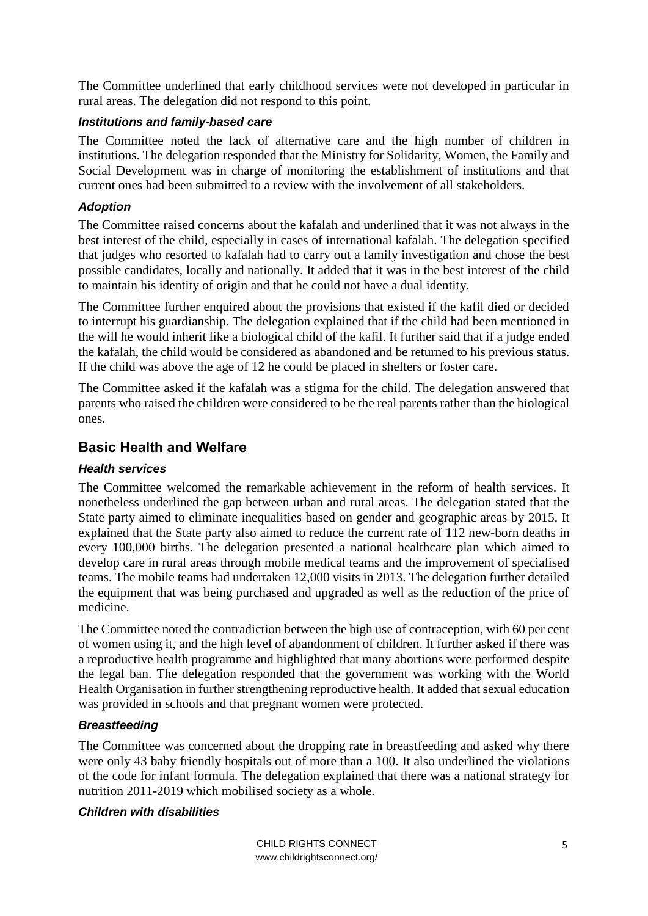The Committee underlined that early childhood services were not developed in particular in rural areas. The delegation did not respond to this point.

### *Institutions and family-based care*

The Committee noted the lack of alternative care and the high number of children in institutions. The delegation responded that the Ministry for Solidarity, Women, the Family and Social Development was in charge of monitoring the establishment of institutions and that current ones had been submitted to a review with the involvement of all stakeholders.

### *Adoption*

The Committee raised concerns about the kafalah and underlined that it was not always in the best interest of the child, especially in cases of international kafalah. The delegation specified that judges who resorted to kafalah had to carry out a family investigation and chose the best possible candidates, locally and nationally. It added that it was in the best interest of the child to maintain his identity of origin and that he could not have a dual identity.

The Committee further enquired about the provisions that existed if the kafil died or decided to interrupt his guardianship. The delegation explained that if the child had been mentioned in the will he would inherit like a biological child of the kafil. It further said that if a judge ended the kafalah, the child would be considered as abandoned and be returned to his previous status. If the child was above the age of 12 he could be placed in shelters or foster care.

The Committee asked if the kafalah was a stigma for the child. The delegation answered that parents who raised the children were considered to be the real parents rather than the biological ones.

## Basic Health and Welfare

### *Health services*

The Committee welcomed the remarkable achievement in the reform of health services. It nonetheless underlined the gap between urban and rural areas. The delegation stated that the State party aimed to eliminate inequalities based on gender and geographic areas by 2015. It explained that the State party also aimed to reduce the current rate of 112 new-born deaths in every 100,000 births. The delegation presented a national healthcare plan which aimed to develop care in rural areas through mobile medical teams and the improvement of specialised teams. The mobile teams had undertaken 12,000 visits in 2013. The delegation further detailed the equipment that was being purchased and upgraded as well as the reduction of the price of medicine.

The Committee noted the contradiction between the high use of contraception, with 60 per cent of women using it, and the high level of abandonment of children. It further asked if there was a reproductive health programme and highlighted that many abortions were performed despite the legal ban. The delegation responded that the government was working with the World Health Organisation in further strengthening reproductive health. It added that sexual education was provided in schools and that pregnant women were protected.

### *Breastfeeding*

The Committee was concerned about the dropping rate in breastfeeding and asked why there were only 43 baby friendly hospitals out of more than a 100. It also underlined the violations of the code for infant formula. The delegation explained that there was a national strategy for nutrition 2011-2019 which mobilised society as a whole.

### *Children with disabilities*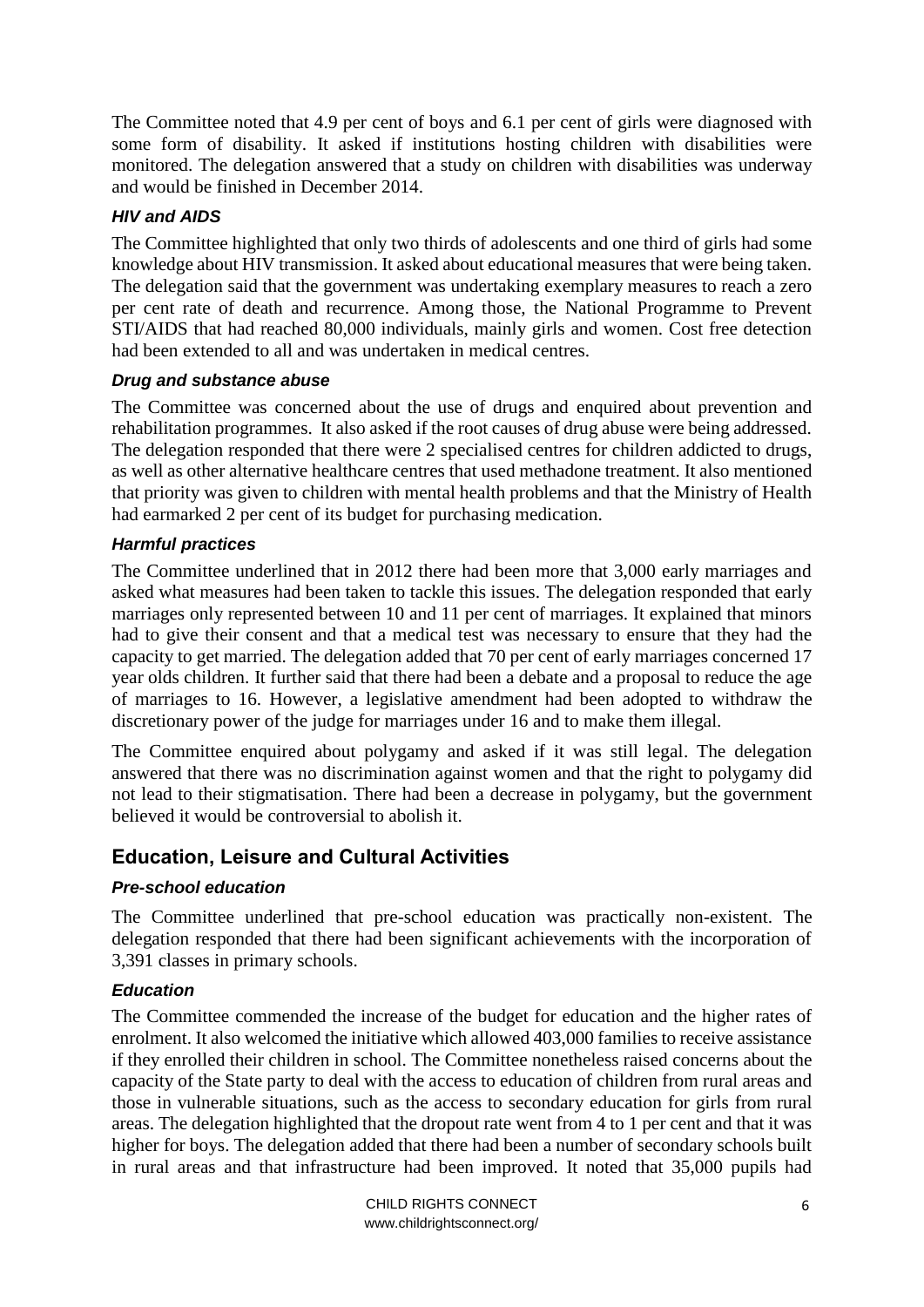The Committee noted that 4.9 per cent of boys and 6.1 per cent of girls were diagnosed with some form of disability. It asked if institutions hosting children with disabilities were monitored. The delegation answered that a study on children with disabilities was underway and would be finished in December 2014.

### *HIV and AIDS*

The Committee highlighted that only two thirds of adolescents and one third of girls had some knowledge about HIV transmission. It asked about educational measures that were being taken. The delegation said that the government was undertaking exemplary measures to reach a zero per cent rate of death and recurrence. Among those, the National Programme to Prevent STI/AIDS that had reached 80,000 individuals, mainly girls and women. Cost free detection had been extended to all and was undertaken in medical centres.

### *Drug and substance abuse*

The Committee was concerned about the use of drugs and enquired about prevention and rehabilitation programmes. It also asked if the root causes of drug abuse were being addressed. The delegation responded that there were 2 specialised centres for children addicted to drugs, as well as other alternative healthcare centres that used methadone treatment. It also mentioned that priority was given to children with mental health problems and that the Ministry of Health had earmarked 2 per cent of its budget for purchasing medication.

### *Harmful practices*

The Committee underlined that in 2012 there had been more that 3,000 early marriages and asked what measures had been taken to tackle this issues. The delegation responded that early marriages only represented between 10 and 11 per cent of marriages. It explained that minors had to give their consent and that a medical test was necessary to ensure that they had the capacity to get married. The delegation added that 70 per cent of early marriages concerned 17 year olds children. It further said that there had been a debate and a proposal to reduce the age of marriages to 16. However, a legislative amendment had been adopted to withdraw the discretionary power of the judge for marriages under 16 and to make them illegal.

The Committee enquired about polygamy and asked if it was still legal. The delegation answered that there was no discrimination against women and that the right to polygamy did not lead to their stigmatisation. There had been a decrease in polygamy, but the government believed it would be controversial to abolish it.

## Education, Leisure and Cultural Activities

### *Pre-school education*

The Committee underlined that pre-school education was practically non-existent. The delegation responded that there had been significant achievements with the incorporation of 3,391 classes in primary schools.

### *Education*

The Committee commended the increase of the budget for education and the higher rates of enrolment. It also welcomed the initiative which allowed 403,000 families to receive assistance if they enrolled their children in school. The Committee nonetheless raised concerns about the capacity of the State party to deal with the access to education of children from rural areas and those in vulnerable situations, such as the access to secondary education for girls from rural areas. The delegation highlighted that the dropout rate went from 4 to 1 per cent and that it was higher for boys. The delegation added that there had been a number of secondary schools built in rural areas and that infrastructure had been improved. It noted that 35,000 pupils had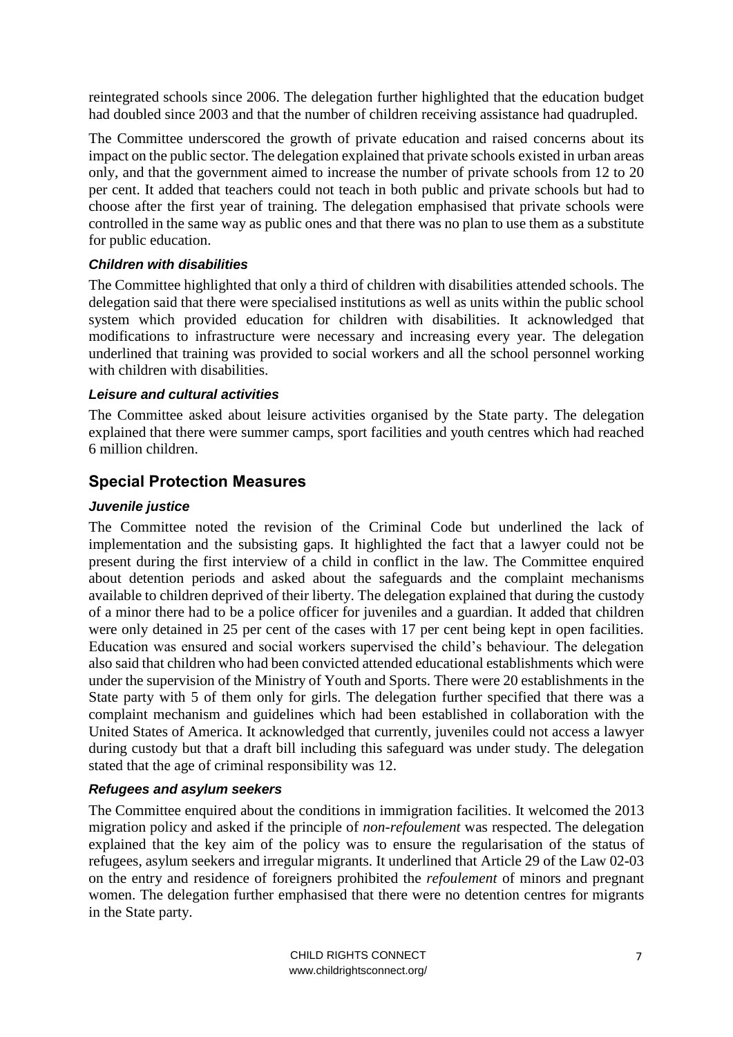reintegrated schools since 2006. The delegation further highlighted that the education budget had doubled since 2003 and that the number of children receiving assistance had quadrupled.

The Committee underscored the growth of private education and raised concerns about its impact on the public sector. The delegation explained that private schools existed in urban areas only, and that the government aimed to increase the number of private schools from 12 to 20 per cent. It added that teachers could not teach in both public and private schools but had to choose after the first year of training. The delegation emphasised that private schools were controlled in the same way as public ones and that there was no plan to use them as a substitute for public education.

### *Children with disabilities*

The Committee highlighted that only a third of children with disabilities attended schools. The delegation said that there were specialised institutions as well as units within the public school system which provided education for children with disabilities. It acknowledged that modifications to infrastructure were necessary and increasing every year. The delegation underlined that training was provided to social workers and all the school personnel working with children with disabilities.

### *Leisure and cultural activities*

The Committee asked about leisure activities organised by the State party. The delegation explained that there were summer camps, sport facilities and youth centres which had reached 6 million children.

## Special Protection Measures

### *Juvenile justice*

The Committee noted the revision of the Criminal Code but underlined the lack of implementation and the subsisting gaps. It highlighted the fact that a lawyer could not be present during the first interview of a child in conflict in the law. The Committee enquired about detention periods and asked about the safeguards and the complaint mechanisms available to children deprived of their liberty. The delegation explained that during the custody of a minor there had to be a police officer for juveniles and a guardian. It added that children were only detained in 25 per cent of the cases with 17 per cent being kept in open facilities. Education was ensured and social workers supervised the child's behaviour. The delegation also said that children who had been convicted attended educational establishments which were under the supervision of the Ministry of Youth and Sports. There were 20 establishments in the State party with 5 of them only for girls. The delegation further specified that there was a complaint mechanism and guidelines which had been established in collaboration with the United States of America. It acknowledged that currently, juveniles could not access a lawyer during custody but that a draft bill including this safeguard was under study. The delegation stated that the age of criminal responsibility was 12.

### *Refugees and asylum seekers*

The Committee enquired about the conditions in immigration facilities. It welcomed the 2013 migration policy and asked if the principle of *non-refoulement* was respected. The delegation explained that the key aim of the policy was to ensure the regularisation of the status of refugees, asylum seekers and irregular migrants. It underlined that Article 29 of the Law 02-03 on the entry and residence of foreigners prohibited the *refoulement* of minors and pregnant women. The delegation further emphasised that there were no detention centres for migrants in the State party.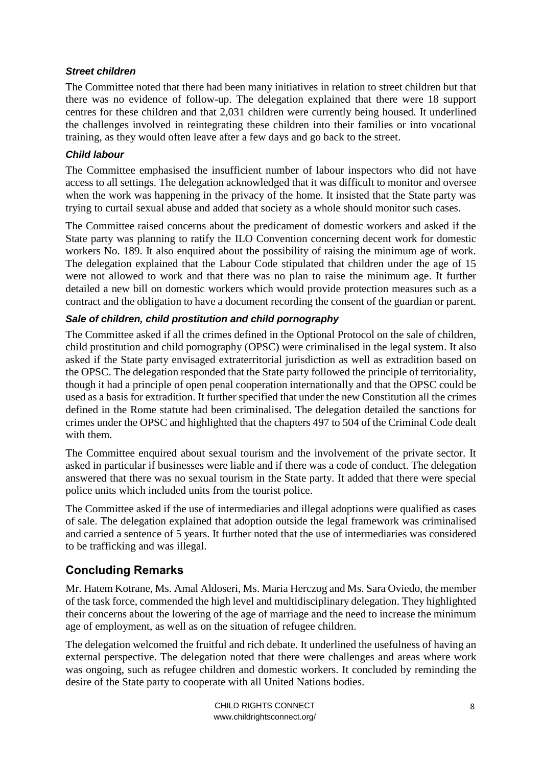### *Street children*

The Committee noted that there had been many initiatives in relation to street children but that there was no evidence of follow-up. The delegation explained that there were 18 support centres for these children and that 2,031 children were currently being housed. It underlined the challenges involved in reintegrating these children into their families or into vocational training, as they would often leave after a few days and go back to the street.

### *Child labour*

The Committee emphasised the insufficient number of labour inspectors who did not have access to all settings. The delegation acknowledged that it was difficult to monitor and oversee when the work was happening in the privacy of the home. It insisted that the State party was trying to curtail sexual abuse and added that society as a whole should monitor such cases.

The Committee raised concerns about the predicament of domestic workers and asked if the State party was planning to ratify the ILO Convention concerning decent work for domestic workers No. 189. It also enquired about the possibility of raising the minimum age of work. The delegation explained that the Labour Code stipulated that children under the age of 15 were not allowed to work and that there was no plan to raise the minimum age. It further detailed a new bill on domestic workers which would provide protection measures such as a contract and the obligation to have a document recording the consent of the guardian or parent.

### *Sale of children, child prostitution and child pornography*

The Committee asked if all the crimes defined in the Optional Protocol on the sale of children, child prostitution and child pornography (OPSC) were criminalised in the legal system. It also asked if the State party envisaged extraterritorial jurisdiction as well as extradition based on the OPSC. The delegation responded that the State party followed the principle of territoriality, though it had a principle of open penal cooperation internationally and that the OPSC could be used as a basis for extradition. It further specified that under the new Constitution all the crimes defined in the Rome statute had been criminalised. The delegation detailed the sanctions for crimes under the OPSC and highlighted that the chapters 497 to 504 of the Criminal Code dealt with them.

The Committee enquired about sexual tourism and the involvement of the private sector. It asked in particular if businesses were liable and if there was a code of conduct. The delegation answered that there was no sexual tourism in the State party. It added that there were special police units which included units from the tourist police.

The Committee asked if the use of intermediaries and illegal adoptions were qualified as cases of sale. The delegation explained that adoption outside the legal framework was criminalised and carried a sentence of 5 years. It further noted that the use of intermediaries was considered to be trafficking and was illegal.

## Concluding Remarks

Mr. Hatem Kotrane, Ms. Amal Aldoseri, Ms. Maria Herczog and Ms. Sara Oviedo, the member of the task force, commended the high level and multidisciplinary delegation. They highlighted their concerns about the lowering of the age of marriage and the need to increase the minimum age of employment, as well as on the situation of refugee children.

The delegation welcomed the fruitful and rich debate. It underlined the usefulness of having an external perspective. The delegation noted that there were challenges and areas where work was ongoing, such as refugee children and domestic workers. It concluded by reminding the desire of the State party to cooperate with all United Nations bodies.